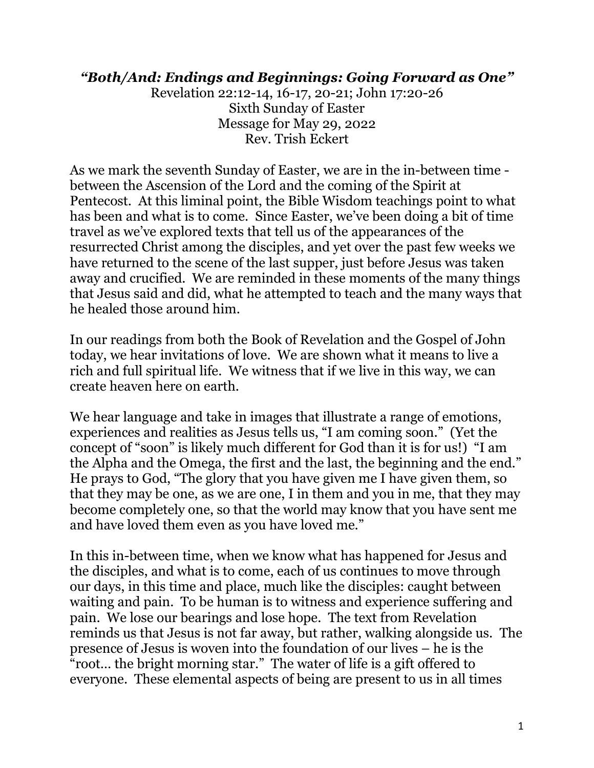# *"Both/And: Endings and Beginnings: Going Forward as One"*

Revelation 22:12-14, 16-17, 20-21; John 17:20-26
Sixth Sunday of Easter
Message for May 29, 2022
Rev. Trish Eckert

As we mark the seventh Sunday of Easter, we are in the in-between time - between the Ascension of the Lord and the coming of the Spirit at Pentecost. At this liminal point, the Bible Wisdom teachings point to what has been and what is to come. Since Easter, we've been doing a bit of time travel as we've explored texts that tell us of the appearances of the resurrected Christ among the disciples, and yet over the past few weeks we have returned to the scene of the last supper, just before Jesus was taken away and crucified. We are reminded in these moments of the many things that Jesus said and did, what he attempted to teach and the many ways that he healed those around him.

In our readings from both the Book of Revelation and the Gospel of John today, we hear invitations of love. We are shown what it means to live a rich and full spiritual life. We witness that if we live in this way, we can create heaven here on earth.

We hear language and take in images that illustrate a range of emotions, experiences and realities as Jesus tells us, "I am coming soon." (Yet the concept of "soon" is likely much different for God than it is for us!) "I am the Alpha and the Omega, the first and the last, the beginning and the end." He prays to God, "The glory that you have given me I have given them, so that they may be one, as we are one, I in them and you in me, that they may become completely one, so that the world may know that you have sent me and have loved them even as you have loved me."

In this in-between time, when we know what has happened for Jesus and the disciples, and what is to come, each of us continues to move through our days, in this time and place, much like the disciples: caught between waiting and pain. To be human is to witness and experience suffering and pain. We lose our bearings and lose hope. The text from Revelation reminds us that Jesus is not far away, but rather, walking alongside us. The presence of Jesus is woven into the foundation of our lives – he is the "root… the bright morning star." The water of life is a gift offered to everyone. These elemental aspects of being are present to us in all times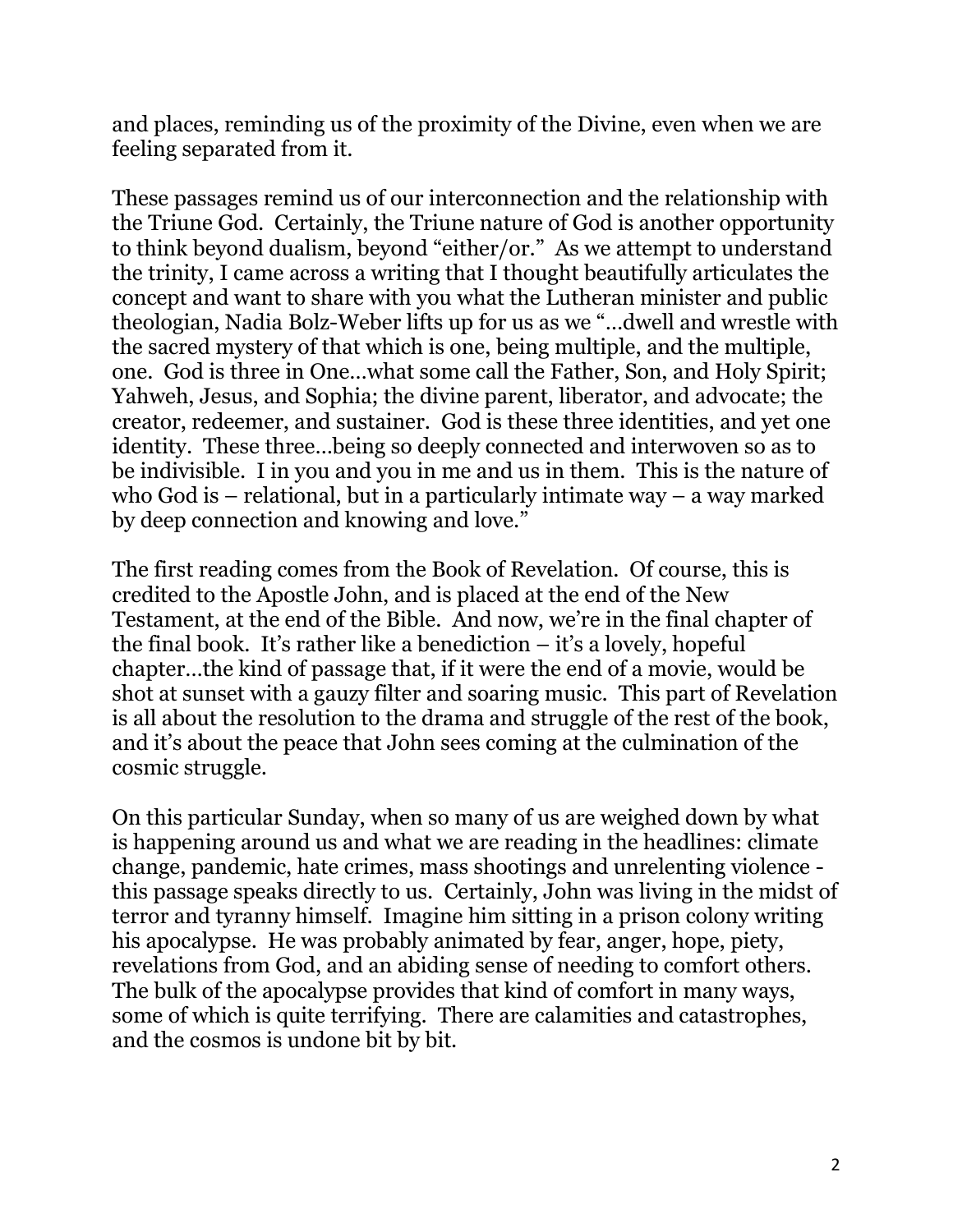and places, reminding us of the proximity of the Divine, even when we are feeling separated from it.

These passages remind us of our interconnection and the relationship with the Triune God. Certainly, the Triune nature of God is another opportunity to think beyond dualism, beyond "either/or." As we attempt to understand the trinity, I came across a writing that I thought beautifully articulates the concept and want to share with you what the Lutheran minister and public theologian, Nadia Bolz-Weber lifts up for us as we "…dwell and wrestle with the sacred mystery of that which is one, being multiple, and the multiple, one. God is three in One…what some call the Father, Son, and Holy Spirit; Yahweh, Jesus, and Sophia; the divine parent, liberator, and advocate; the creator, redeemer, and sustainer. God is these three identities, and yet one identity. These three…being so deeply connected and interwoven so as to be indivisible. I in you and you in me and us in them. This is the nature of who God is – relational, but in a particularly intimate way – a way marked by deep connection and knowing and love."

The first reading comes from the Book of Revelation. Of course, this is credited to the Apostle John, and is placed at the end of the New Testament, at the end of the Bible. And now, we're in the final chapter of the final book. It's rather like a benediction – it's a lovely, hopeful chapter…the kind of passage that, if it were the end of a movie, would be shot at sunset with a gauzy filter and soaring music. This part of Revelation is all about the resolution to the drama and struggle of the rest of the book, and it's about the peace that John sees coming at the culmination of the cosmic struggle.

On this particular Sunday, when so many of us are weighed down by what is happening around us and what we are reading in the headlines: climate change, pandemic, hate crimes, mass shootings and unrelenting violence - this passage speaks directly to us. Certainly, John was living in the midst of terror and tyranny himself. Imagine him sitting in a prison colony writing his apocalypse. He was probably animated by fear, anger, hope, piety, revelations from God, and an abiding sense of needing to comfort others. The bulk of the apocalypse provides that kind of comfort in many ways, some of which is quite terrifying. There are calamities and catastrophes, and the cosmos is undone bit by bit.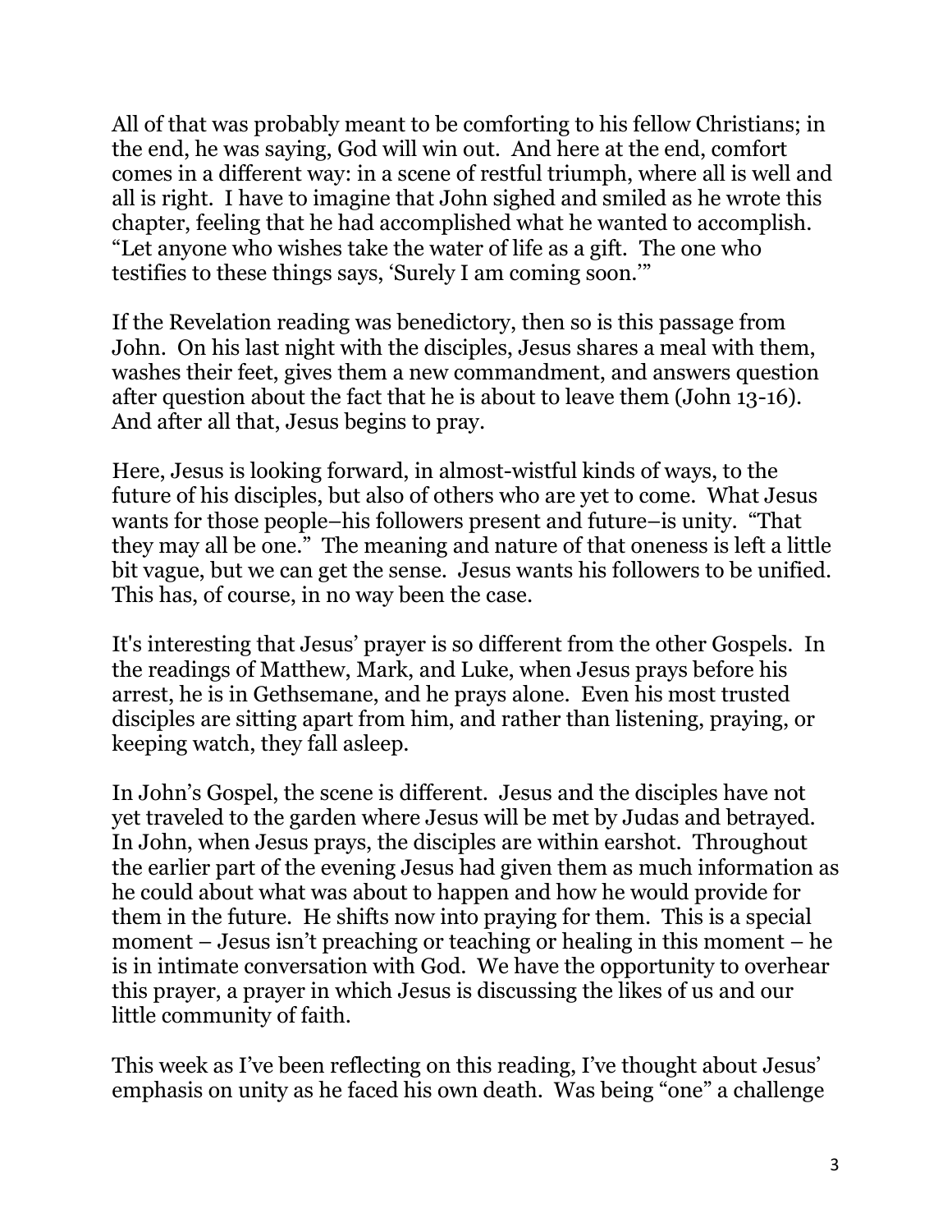All of that was probably meant to be comforting to his fellow Christians; in the end, he was saying, God will win out. And here at the end, comfort comes in a different way: in a scene of restful triumph, where all is well and all is right. I have to imagine that John sighed and smiled as he wrote this chapter, feeling that he had accomplished what he wanted to accomplish. "Let anyone who wishes take the water of life as a gift. The one who testifies to these things says, 'Surely I am coming soon.'"

If the Revelation reading was benedictory, then so is this passage from John. On his last night with the disciples, Jesus shares a meal with them, washes their feet, gives them a new commandment, and answers question after question about the fact that he is about to leave them (John 13-16). And after all that, Jesus begins to pray.

Here, Jesus is looking forward, in almost-wistful kinds of ways, to the future of his disciples, but also of others who are yet to come. What Jesus wants for those people–his followers present and future–is unity. "That they may all be one." The meaning and nature of that oneness is left a little bit vague, but we can get the sense. Jesus wants his followers to be unified. This has, of course, in no way been the case.

It's interesting that Jesus' prayer is so different from the other Gospels. In the readings of Matthew, Mark, and Luke, when Jesus prays before his arrest, he is in Gethsemane, and he prays alone. Even his most trusted disciples are sitting apart from him, and rather than listening, praying, or keeping watch, they fall asleep.

In John's Gospel, the scene is different. Jesus and the disciples have not yet traveled to the garden where Jesus will be met by Judas and betrayed. In John, when Jesus prays, the disciples are within earshot. Throughout the earlier part of the evening Jesus had given them as much information as he could about what was about to happen and how he would provide for them in the future. He shifts now into praying for them. This is a special moment – Jesus isn't preaching or teaching or healing in this moment – he is in intimate conversation with God. We have the opportunity to overhear this prayer, a prayer in which Jesus is discussing the likes of us and our little community of faith.

This week as I've been reflecting on this reading, I've thought about Jesus' emphasis on unity as he faced his own death. Was being "one" a challenge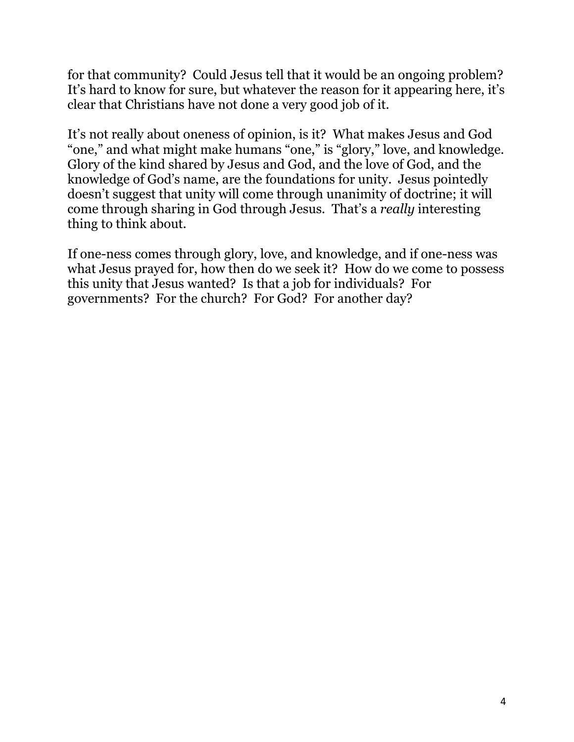for that community? Could Jesus tell that it would be an ongoing problem? It's hard to know for sure, but whatever the reason for it appearing here, it's clear that Christians have not done a very good job of it.

It's not really about oneness of opinion, is it? What makes Jesus and God "one," and what might make humans "one," is "glory," love, and knowledge. Glory of the kind shared by Jesus and God, and the love of God, and the knowledge of God's name, are the foundations for unity. Jesus pointedly doesn't suggest that unity will come through unanimity of doctrine; it will come through sharing in God through Jesus. That's a *really* interesting thing to think about.

If one-ness comes through glory, love, and knowledge, and if one-ness was what Jesus prayed for, how then do we seek it? How do we come to possess this unity that Jesus wanted? Is that a job for individuals? For governments? For the church? For God? For another day?